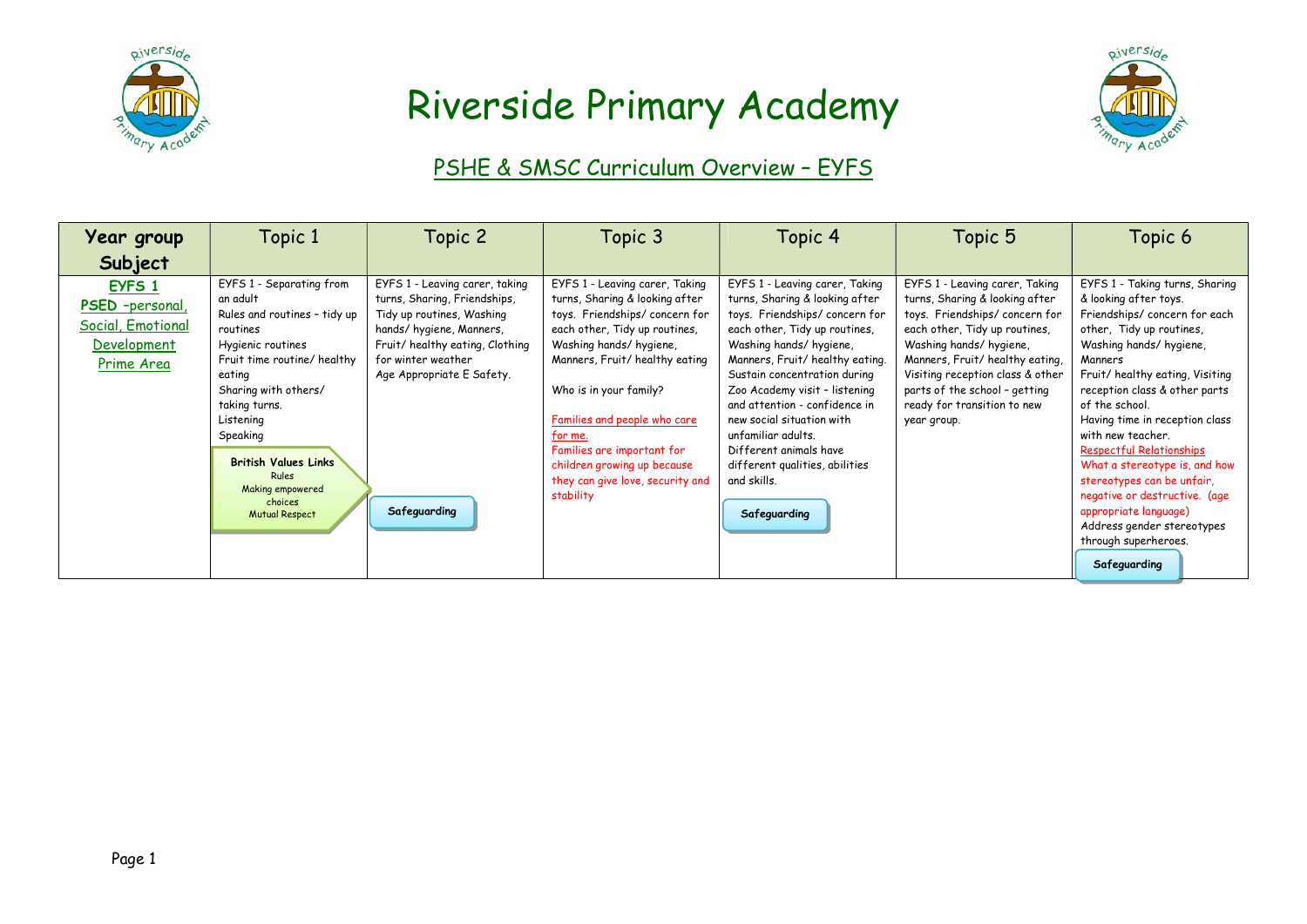# Riverside Primary Academy

## PSHE & SMSC Curriculum Overview – EYFS

| Year group Subject | Topic 1 | Topic 2 | Topic 3 | Topic 4 | Topic 5 | Topic 6 |
|---|---|---|---|---|---|---|
| **EYFS 1** **PSED –personal, Social, Emotional Development Prime Area** | EYFS 1 - Separating from an adult<br>Rules and routines – tidy up routines<br>Hygienic routines<br>Fruit time routine/ healthy eating<br>Sharing with others/ taking turns.<br>Listening<br>Speaking<br>**British Values Links**<br>Rules<br>Making empowered choices<br>Mutual Respect | EYFS 1 - Leaving carer, taking turns, Sharing, Friendships, Tidy up routines, Washing hands/ hygiene, Manners, Fruit/ healthy eating, Clothing for winter weather<br>Age Appropriate E Safety.<br>**Safeguarding** | EYFS 1 - Leaving carer, Taking turns, Sharing & looking after toys. Friendships/ concern for each other, Tidy up routines, Washing hands/ hygiene, Manners, Fruit/ healthy eating<br>Who is in your family?<br>Families and people who care for me.<br>Families are important for children growing up because they can give love, security and stability | EYFS 1 - Leaving carer, Taking turns, Sharing & looking after toys. Friendships/ concern for each other, Tidy up routines, Washing hands/ hygiene, Manners, Fruit/ healthy eating. Sustain concentration during Zoo Academy visit - listening and attention - confidence in new social situation with unfamiliar adults.<br>Different animals have different qualities, abilities and skills.<br>**Safeguarding** | EYFS 1 - Leaving carer, Taking turns, Sharing & looking after toys. Friendships/ concern for each other, Tidy up routines, Washing hands/ hygiene, Manners, Fruit/ healthy eating, Visiting reception class & other parts of the school – getting ready for transition to new year group. | EYFS 1 - Taking turns, Sharing & looking after toys. Friendships/ concern for each other, Tidy up routines, Washing hands/ hygiene, Manners<br>Fruit/ healthy eating, Visiting reception class & other parts of the school.<br>Having time in reception class with new teacher.<br>Respectful Relationships<br>What a stereotype is, and how stereotypes can be unfair, negative or destructive. (age appropriate language)<br>Address gender stereotypes through superheroes.<br>**Safeguarding** |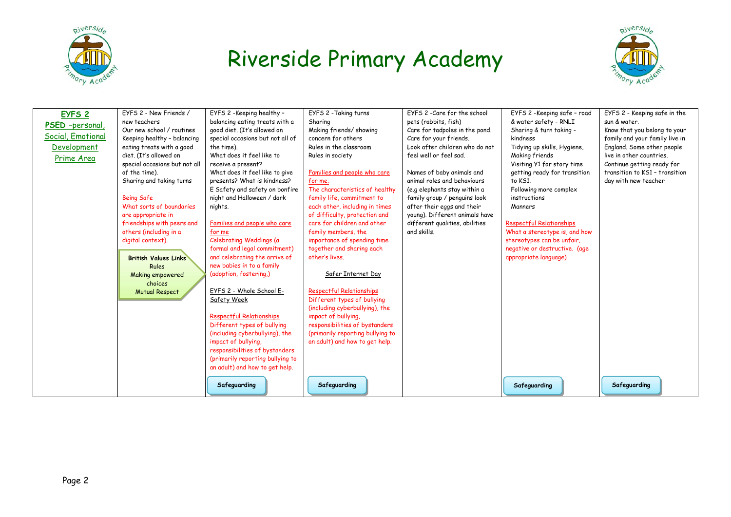# Riverside Primary Academy

| EYFS 2 PSED –personal, Social, Emotional Development Prime Area | EYFS 2 - New Friends / new teachers<br>Our new school / routines<br>Keeping healthy – balancing eating treats with a good diet. (It's allowed on special occasions but not all of the time).<br>Sharing and taking turns<br><br>Being Safe<br>What sorts of boundaries are appropriate in friendships with peers and others (including in a digital context).<br><br>**British Values Links**<br>Rules<br>Making empowered choices<br>Mutual Respect | EYFS 2 -Keeping healthy – balancing eating treats with a good diet. (It's allowed on special occasions but not all of the time).<br>What does it feel like to receive a present?<br>What does it feel like to give presents? What is kindness?<br>E Safety and safety on bonfire night and Halloween / dark nights.<br><br>Families and people who care for me<br>Celebrating Weddings (a formal and legal commitment) and celebrating the arrive of new babies in to a family (adoption, fostering,)<br><br>EYFS 2 - Whole School E-Safety Week<br><br>Respectful Relationships<br>Different types of bullying (including cyberbullying), the impact of bullying, responsibilities of bystanders (primarily reporting bullying to an adult) and how to get help.<br><br>**Safeguarding** | EYFS 2 -Taking turns<br>Sharing<br>Making friends/ showing concern for others<br>Rules in the classroom<br>Rules in society<br><br>Families and people who care for me.<br>The characteristics of healthy family life, commitment to each other, including in times of difficulty, protection and care for children and other family members, the importance of spending time together and sharing each other's lives.<br><br>Safer Internet Day<br><br>Respectful Relationships<br>Different types of bullying (including cyberbullying), the impact of bullying, responsibilities of bystanders (primarily reporting bullying to an adult) and how to get help.<br><br>**Safeguarding** | EYFS 2 -Care for the school pets (rabbits, fish)<br>Care for tadpoles in the pond.<br>Care for your friends.<br>Look after children who do not feel well or feel sad.<br><br>Names of baby animals and animal roles and behaviours (e.g elephants stay within a family group / penguins look after their eggs and their young). Different animals have different qualities, abilities and skills. | EYFS 2 -Keeping safe – road & water safety - RNLI<br>Sharing & turn taking - kindness<br>Tidying up skills, Hygiene,<br>Making friends<br>Visiting Y1 for story time getting ready for transition to KS1.<br>Following more complex instructions<br>Manners<br><br>Respectful Relationships<br>What a stereotype is, and how stereotypes can be unfair, negative or destructive. (age appropriate language)<br><br>**Safeguarding** | EYFS 2 - Keeping safe in the sun & water.<br>Know that you belong to your family and your family live in England. Some other people live in other countries.<br>Continue getting ready for transition to KS1 – transition day with new teacher<br><br>**Safeguarding** |
|---|---|---|---|---|---|---|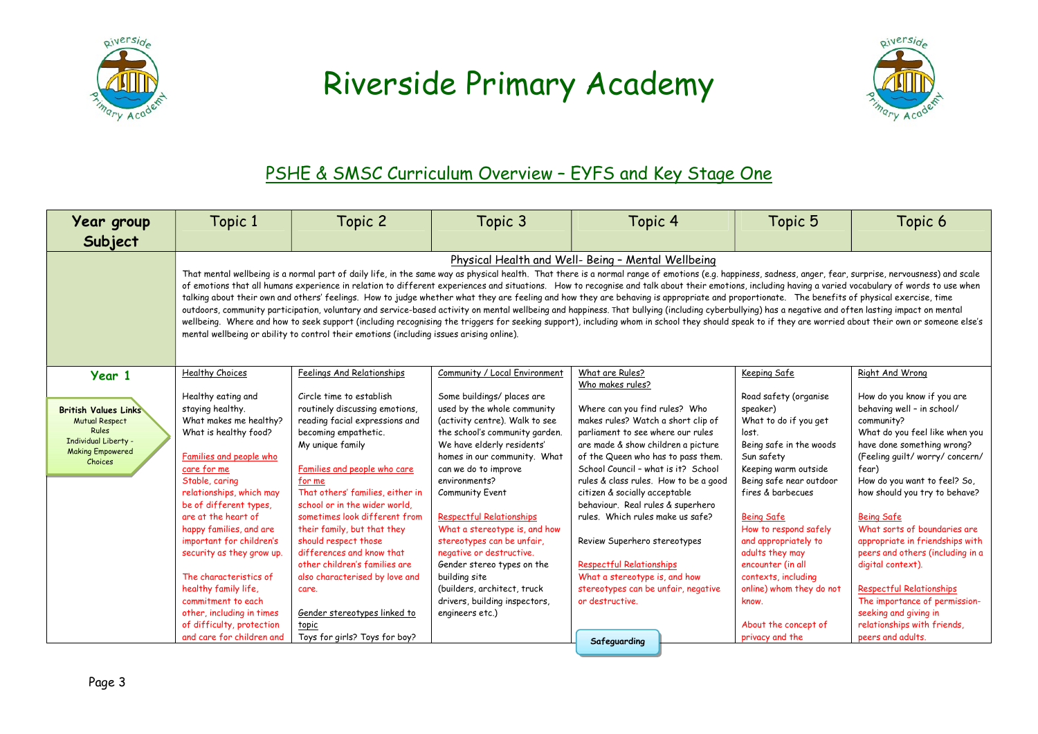# Riverside Primary Academy

## PSHE & SMSC Curriculum Overview – EYFS and Key Stage One

| Year group Subject | Topic 1 | Topic 2 | Topic 3 | Topic 4 | Topic 5 | Topic 6 |
|---|---|---|---|---|---|---|
| | **Physical Health and Well- Being – Mental Wellbeing** That mental wellbeing is a normal part of daily life, in the same way as physical health. That there is a normal range of emotions (e.g. happiness, sadness, anger, fear, surprise, nervousness) and scale of emotions that all humans experience in relation to different experiences and situations. How to recognise and talk about their emotions, including having a varied vocabulary of words to use when talking about their own and others' feelings. How to judge whether what they are feeling and how they are behaving is appropriate and proportionate. The benefits of physical exercise, time outdoors, community participation, voluntary and service-based activity on mental wellbeing and happiness. That bullying (including cyberbullying) has a negative and often lasting impact on mental wellbeing. Where and how to seek support (including recognising the triggers for seeking support), including whom in school they should speak to if they are worried about their own or someone else's mental wellbeing or ability to control their emotions (including issues arising online). | | | | | |
| **Year 1** British Values Links: Mutual Respect, Rules, Individual Liberty - Making Empowered Choices | Healthy Choices<br><br>Healthy eating and staying healthy.<br>What makes me healthy?<br>What is healthy food?<br><br>Families and people who care for me<br>Stable, caring relationships, which may be of different types, are at the heart of happy families, and are important for children's security as they grow up.<br><br>The characteristics of healthy family life, commitment to each other, including in times of difficulty, protection and care for children and | Feelings And Relationships<br><br>Circle time to establish routinely discussing emotions, reading facial expressions and becoming empathetic.<br>My unique family<br><br>Families and people who care for me<br>That others' families, either in school or in the wider world, sometimes look different from their family, but that they should respect those differences and know that other children's families are also characterised by love and care.<br><br>Gender stereotypes linked to topic<br>Toys for girls? Toys for boy? | Community / Local Environment<br><br>Some buildings/ places are used by the whole community (activity centre). Walk to see the school's community garden.<br>We have elderly residents' homes in our community. What can we do to improve environments?<br>Community Event<br><br>Respectful Relationships<br>What a stereotype is, and how stereotypes can be unfair, negative or destructive.<br>Gender stereo types on the building site<br>(builders, architect, truck drivers, building inspectors, engineers etc.) | What are Rules?<br>Who makes rules?<br><br>Where can you find rules? Who makes rules? Watch a short clip of parliament to see where our rules are made & show children a picture of the Queen who has to pass them.<br>School Council – what is it? School rules & class rules. How to be a good citizen & socially acceptable behaviour. Real rules & superhero rules. Which rules make us safe?<br><br>Review Superhero stereotypes<br><br>Respectful Relationships<br>What a stereotype is, and how stereotypes can be unfair, negative or destructive.<br><br>Safeguarding | Keeping Safe<br><br>Road safety (organise speaker)<br>What to do if you get lost.<br>Being safe in the woods<br>Sun safety<br>Keeping warm outside<br>Being safe near outdoor fires & barbecues<br><br>Being Safe<br>How to respond safely and appropriately to adults they may encounter (in all contexts, including online) whom they do not know.<br><br>About the concept of privacy and the | Right And Wrong<br><br>How do you know if you are behaving well – in school/ community?<br>What do you feel like when you have done something wrong?<br>(Feeling guilt/ worry/ concern/ fear)<br>How do you want to feel? So, how should you try to behave?<br><br>Being Safe<br>What sorts of boundaries are appropriate in friendships with peers and others (including in a digital context).<br><br>Respectful Relationships<br>The importance of permission-seeking and giving in relationships with friends, peers and adults. |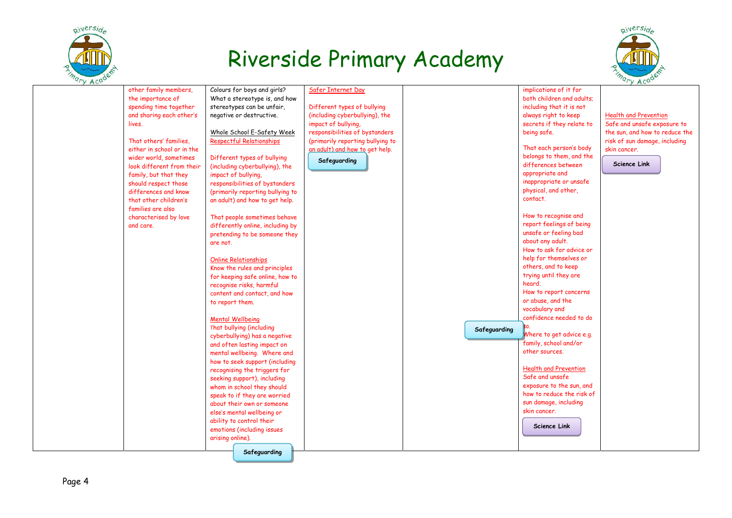# Riverside Primary Academy

| | | | | | | |
|---|---|---|---|---|---|---|
| | other family members, the importance of spending time together and sharing each other's lives.<br><br>That others' families, either in school or in the wider world, sometimes look different from their family, but that they should respect those differences and know that other children's families are also characterised by love and care. | Colours for boys and girls? What a stereotype is, and how stereotypes can be unfair, negative or destructive.<br><br>Whole School E-Safety Week<br>Respectful Relationships<br><br>Different types of bullying (including cyberbullying), the impact of bullying, responsibilities of bystanders (primarily reporting bullying to an adult) and how to get help.<br><br>That people sometimes behave differently online, including by pretending to be someone they are not.<br><br>Online Relationships<br>Know the rules and principles for keeping safe online, how to recognise risks, harmful content and contact, and how to report them.<br><br>Mental Wellbeing<br>That bullying (including cyberbullying) has a negative and often lasting impact on mental wellbeing. Where and how to seek support (including recognising the triggers for seeking support), including whom in school they should speak to if they are worried about their own or someone else's mental wellbeing or ability to control their emotions (including issues arising online).<br><br>**Safeguarding** | Safer Internet Day<br><br>Different types of bullying (including cyberbullying), the impact of bullying, responsibilities of bystanders (primarily reporting bullying to an adult) and how to get help.<br><br>**Safeguarding** | **Safeguarding** | implications of it for both children and adults; including that it is not always right to keep secrets if they relate to being safe.<br><br>That each person's body belongs to them, and the differences between appropriate and inappropriate or unsafe physical, and other, contact.<br><br>How to recognise and report feelings of being unsafe or feeling bad about any adult.<br>How to ask for advice or help for themselves or others, and to keep trying until they are heard.<br>How to report concerns or abuse, and the vocabulary and confidence needed to do so.<br>Where to get advice e.g. family, school and/or other sources.<br><br>Health and Prevention<br>Safe and unsafe exposure to the sun, and how to reduce the risk of sun damage, including skin cancer.<br><br>**Science Link** | Health and Prevention<br>Safe and unsafe exposure to the sun, and how to reduce the risk of sun damage, including skin cancer.<br><br>**Science Link** |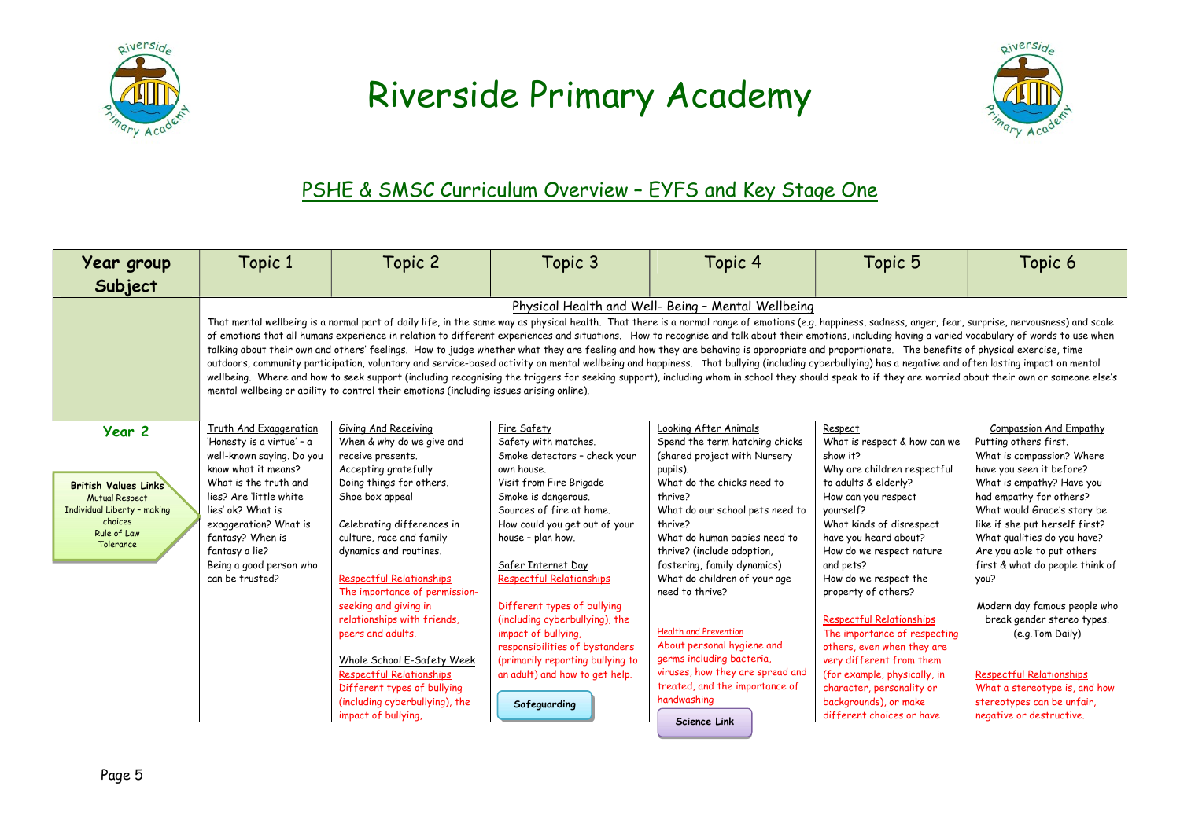# Riverside Primary Academy

## PSHE & SMSC Curriculum Overview – EYFS and Key Stage One

| Year group Subject | Topic 1 | Topic 2 | Topic 3 | Topic 4 | Topic 5 | Topic 6 |
|---|---|---|---|---|---|---|
| | **Physical Health and Well- Being – Mental Wellbeing** That mental wellbeing is a normal part of daily life, in the same way as physical health. That there is a normal range of emotions (e.g. happiness, sadness, anger, fear, surprise, nervousness) and scale of emotions that all humans experience in relation to different experiences and situations. How to recognise and talk about their emotions, including having a varied vocabulary of words to use when talking about their own and others' feelings. How to judge whether what they are feeling and how they are behaving is appropriate and proportionate. The benefits of physical exercise, time outdoors, community participation, voluntary and service-based activity on mental wellbeing and happiness. That bullying (including cyberbullying) has a negative and often lasting impact on mental wellbeing. Where and how to seek support (including recognising the triggers for seeking support), including whom in school they should speak to if they are worried about their own or someone else's mental wellbeing or ability to control their emotions (including issues arising online). | | | | | |
| **Year 2** British Values Links: Mutual Respect; Individual Liberty – making choices; Rule of Law; Tolerance | Truth And Exaggeration 'Honesty is a virtue' – a well-known saying. Do you know what it means? What is the truth and lies? Are 'little white lies' ok? What is exaggeration? What is fantasy? When is fantasy a lie? Being a good person who can be trusted? | Giving And Receiving When & why do we give and receive presents. Accepting gratefully Doing things for others. Shoe box appeal Celebrating differences in culture, race and family dynamics and routines. Respectful Relationships The importance of permission-seeking and giving in relationships with friends, peers and adults. Whole School E-Safety Week Respectful Relationships Different types of bullying (including cyberbullying), the impact of bullying, | Fire Safety Safety with matches. Smoke detectors – check your own house. Visit from Fire Brigade Smoke is dangerous. Sources of fire at home. How could you get out of your house – plan how. Safer Internet Day Respectful Relationships Different types of bullying (including cyberbullying), the impact of bullying, responsibilities of bystanders (primarily reporting bullying to an adult) and how to get help. Safeguarding | Looking After Animals Spend the term hatching chicks (shared project with Nursery pupils). What do the chicks need to thrive? What do our school pets need to thrive? What do human babies need to thrive? (include adoption, fostering, family dynamics) What do children of your age need to thrive? Health and Prevention About personal hygiene and germs including bacteria, viruses, how they are spread and treated, and the importance of handwashing Science Link | Respect What is respect & how can we show it? Why are children respectful to adults & elderly? How can you respect yourself? What kinds of disrespect have you heard about? How do we respect nature and pets? How do we respect the property of others? Respectful Relationships The importance of respecting others, even when they are very different from them (for example, physically, in character, personality or backgrounds), or make different choices or have | Compassion And Empathy Putting others first. What is compassion? Where have you seen it before? What is empathy? Have you had empathy for others? What would Grace's story be like if she put herself first? What qualities do you have? Are you able to put others first & what do people think of you? Modern day famous people who break gender stereo types. (e.g.Tom Daily) Respectful Relationships What a stereotype is, and how stereotypes can be unfair, negative or destructive. |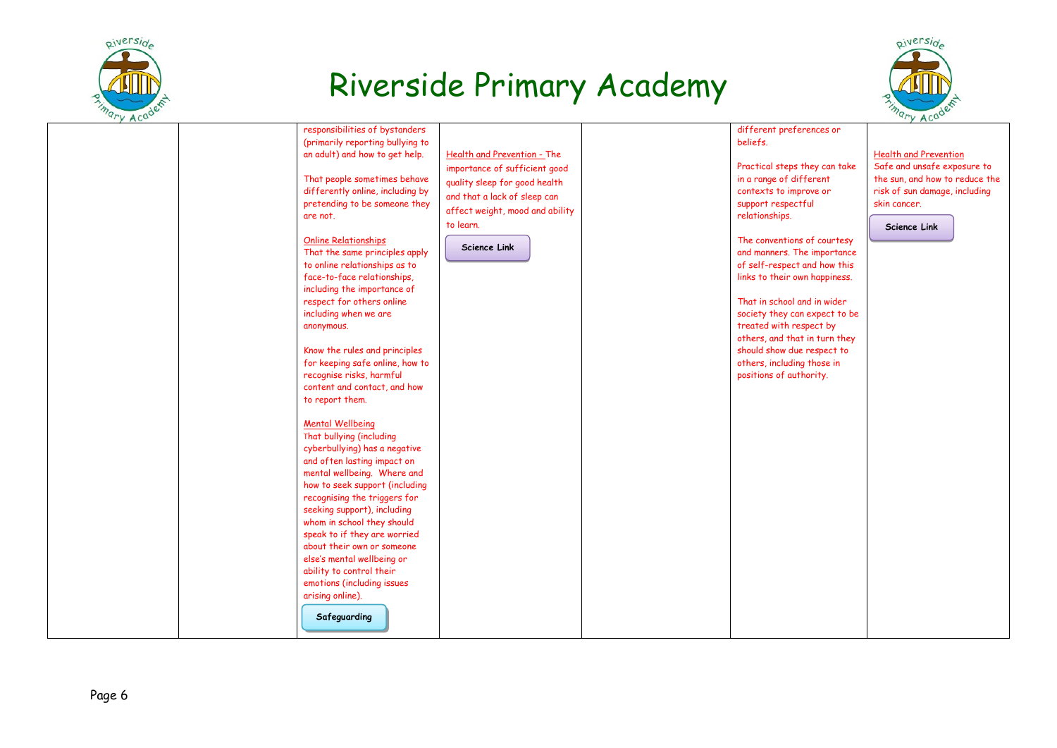# Riverside Primary Academy

| | | | | | | |
|---|---|---|---|---|---|---|
| | | responsibilities of bystanders (primarily reporting bullying to an adult) and how to get help.<br><br>That people sometimes behave differently online, including by pretending to be someone they are not.<br><br>Online Relationships<br>That the same principles apply to online relationships as to face-to-face relationships, including the importance of respect for others online including when we are anonymous.<br><br>Know the rules and principles for keeping safe online, how to recognise risks, harmful content and contact, and how to report them.<br><br>Mental Wellbeing<br>That bullying (including cyberbullying) has a negative and often lasting impact on mental wellbeing. Where and how to seek support (including recognising the triggers for seeking support), including whom in school they should speak to if they are worried about their own or someone else's mental wellbeing or ability to control their emotions (including issues arising online).<br><br>**Safeguarding** | Health and Prevention - The importance of sufficient good quality sleep for good health and that a lack of sleep can affect weight, mood and ability to learn.<br><br>**Science Link** | | different preferences or beliefs.<br><br>Practical steps they can take in a range of different contexts to improve or support respectful relationships.<br><br>The conventions of courtesy and manners. The importance of self-respect and how this links to their own happiness.<br><br>That in school and in wider society they can expect to be treated with respect by others, and that in turn they should show due respect to others, including those in positions of authority. | Health and Prevention<br>Safe and unsafe exposure to the sun, and how to reduce the risk of sun damage, including skin cancer.<br><br>**Science Link** |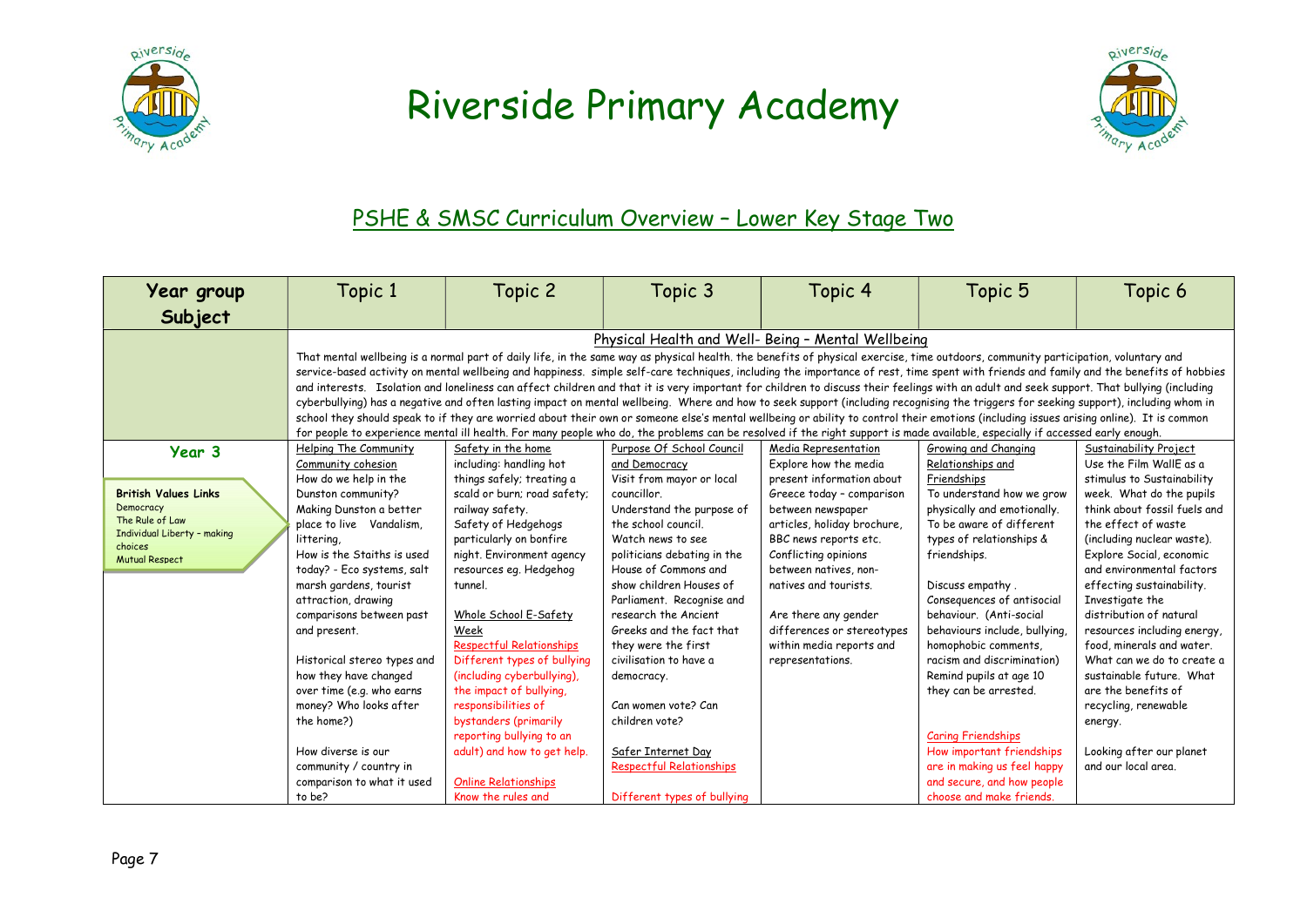# Riverside Primary Academy

## PSHE & SMSC Curriculum Overview – Lower Key Stage Two

| Year group Subject | Topic 1 | Topic 2 | Topic 3 | Topic 4 | Topic 5 | Topic 6 |
|---|---|---|---|---|---|---|
| | Physical Health and Well- Being – Mental Wellbeing<br>That mental wellbeing is a normal part of daily life, in the same way as physical health. the benefits of physical exercise, time outdoors, community participation, voluntary and service-based activity on mental wellbeing and happiness. simple self-care techniques, including the importance of rest, time spent with friends and family and the benefits of hobbies and interests. Isolation and loneliness can affect children and that it is very important for children to discuss their feelings with an adult and seek support. That bullying (including cyberbullying) has a negative and often lasting impact on mental wellbeing. Where and how to seek support (including recognising the triggers for seeking support), including whom in school they should speak to if they are worried about their own or someone else's mental wellbeing or ability to control their emotions (including issues arising online). It is common for people to experience mental ill health. For many people who do, the problems can be resolved if the right support is made available, especially if accessed early enough. | | | | | |
| **Year 3**<br><br>**British Values Links**<br>Democracy<br>The Rule of Law<br>Individual Liberty – making choices<br>Mutual Respect | Helping The Community<br>Community cohesion<br>How do we help in the Dunston community?<br>Making Dunston a better place to live Vandalism, littering,<br>How is the Staiths is used today? - Eco systems, salt marsh gardens, tourist attraction, drawing comparisons between past and present.<br><br>Historical stereo types and how they have changed over time (e.g. who earns money? Who looks after the home?)<br><br>How diverse is our community / country in comparison to what it used to be? | Safety in the home<br>including: handling hot things safely; treating a scald or burn; road safety; railway safety.<br>Safety of Hedgehogs particularly on bonfire night. Environment agency resources eg. Hedgehog tunnel.<br><br>Whole School E-Safety Week<br>Respectful Relationships<br>Different types of bullying (including cyberbullying), the impact of bullying, responsibilities of bystanders (primarily reporting bullying to an adult) and how to get help.<br><br>Online Relationships<br>Know the rules and | Purpose Of School Council and Democracy<br>Visit from mayor or local councillor.<br>Understand the purpose of the school council.<br>Watch news to see politicians debating in the House of Commons and show children Houses of Parliament. Recognise and research the Ancient Greeks and the fact that they were the first civilisation to have a democracy.<br><br>Can women vote? Can children vote?<br><br>Safer Internet Day<br>Respectful Relationships<br><br>Different types of bullying | Media Representation<br>Explore how the media present information about Greece today – comparison between newspaper articles, holiday brochure, BBC news reports etc.<br>Conflicting opinions between natives, non-natives and tourists.<br><br>Are there any gender differences or stereotypes within media reports and representations. | Growing and Changing Relationships and Friendships<br>To understand how we grow physically and emotionally.<br>To be aware of different types of relationships & friendships.<br><br>Discuss empathy .<br>Consequences of antisocial behaviour. (Anti-social behaviours include, bullying, homophobic comments, racism and discrimination)<br>Remind pupils at age 10 they can be arrested.<br><br>Caring Friendships<br>How important friendships are in making us feel happy and secure, and how people choose and make friends. | Sustainability Project<br>Use the Film WallE as a stimulus to Sustainability week. What do the pupils think about fossil fuels and the effect of waste (including nuclear waste).<br>Explore Social, economic and environmental factors effecting sustainability.<br>Investigate the distribution of natural resources including energy, food, minerals and water.<br>What can we do to create a sustainable future. What are the benefits of recycling, renewable energy.<br><br>Looking after our planet and our local area. |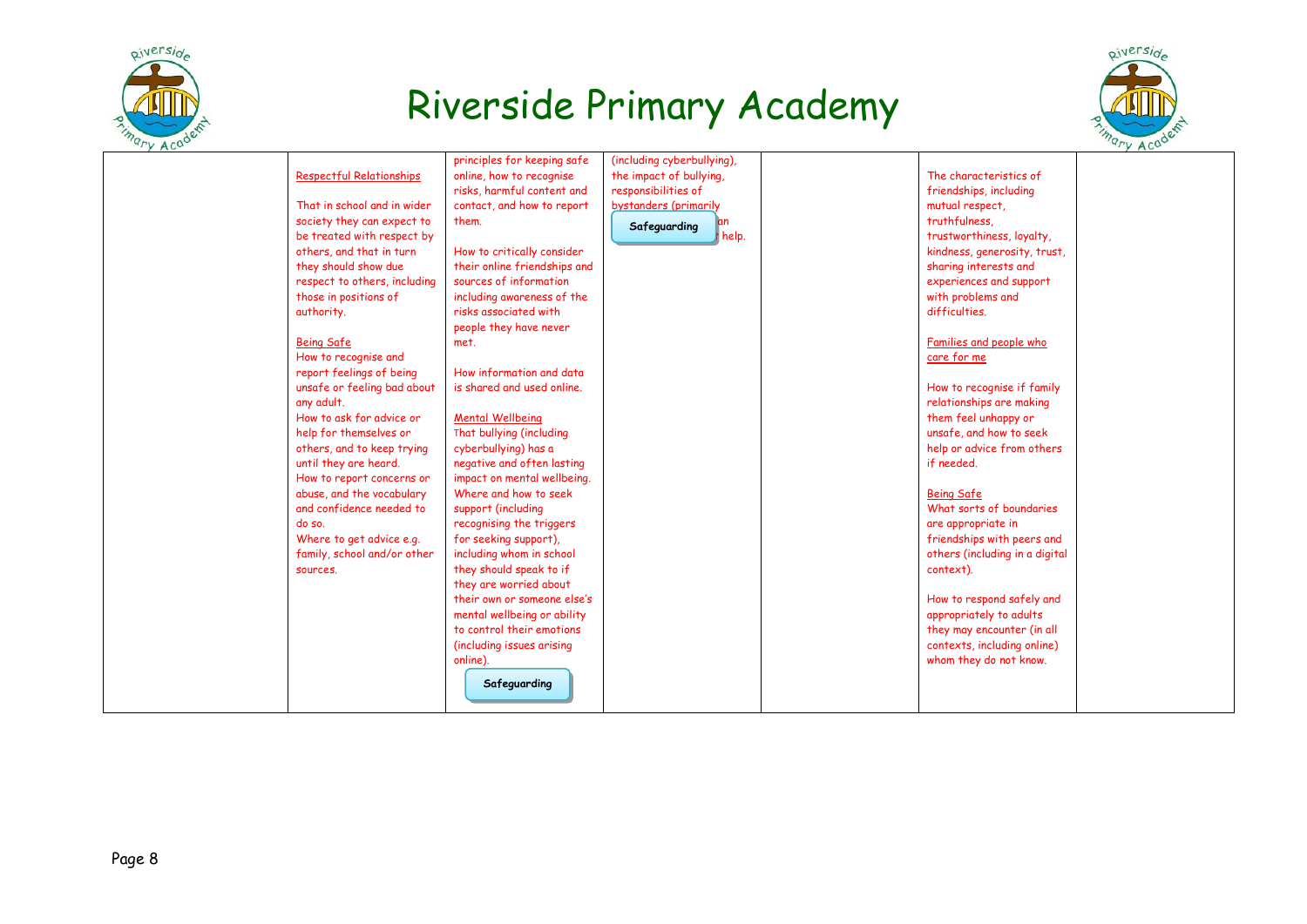# Riverside Primary Academy

| | | | | | | |
|---|---|---|---|---|---|---|
| | Respectful Relationships<br><br>That in school and in wider society they can expect to be treated with respect by others, and that in turn they should show due respect to others, including those in positions of authority.<br><br>Being Safe<br>How to recognise and report feelings of being unsafe or feeling bad about any adult.<br>How to ask for advice or help for themselves or others, and to keep trying until they are heard.<br>How to report concerns or abuse, and the vocabulary and confidence needed to do so.<br>Where to get advice e.g. family, school and/or other sources. | principles for keeping safe online, how to recognise risks, harmful content and contact, and how to report them.<br><br>How to critically consider their online friendships and sources of information including awareness of the risks associated with people they have never met.<br><br>How information and data is shared and used online.<br><br>Mental Wellbeing<br>That bullying (including cyberbullying) has a negative and often lasting impact on mental wellbeing.<br>Where and how to seek support (including recognising the triggers for seeking support), including whom in school they should speak to if they are worried about their own or someone else's mental wellbeing or ability to control their emotions (including issues arising online).<br><br>Safeguarding | (including cyberbullying), the impact of bullying, responsibilities of bystanders (primarily ... an ... help.<br><br>Safeguarding | | The characteristics of friendships, including mutual respect, truthfulness, trustworthiness, loyalty, kindness, generosity, trust, sharing interests and experiences and support with problems and difficulties.<br><br>Families and people who care for me<br><br>How to recognise if family relationships are making them feel unhappy or unsafe, and how to seek help or advice from others if needed.<br><br>Being Safe<br>What sorts of boundaries are appropriate in friendships with peers and others (including in a digital context).<br><br>How to respond safely and appropriately to adults they may encounter (in all contexts, including online) whom they do not know. | |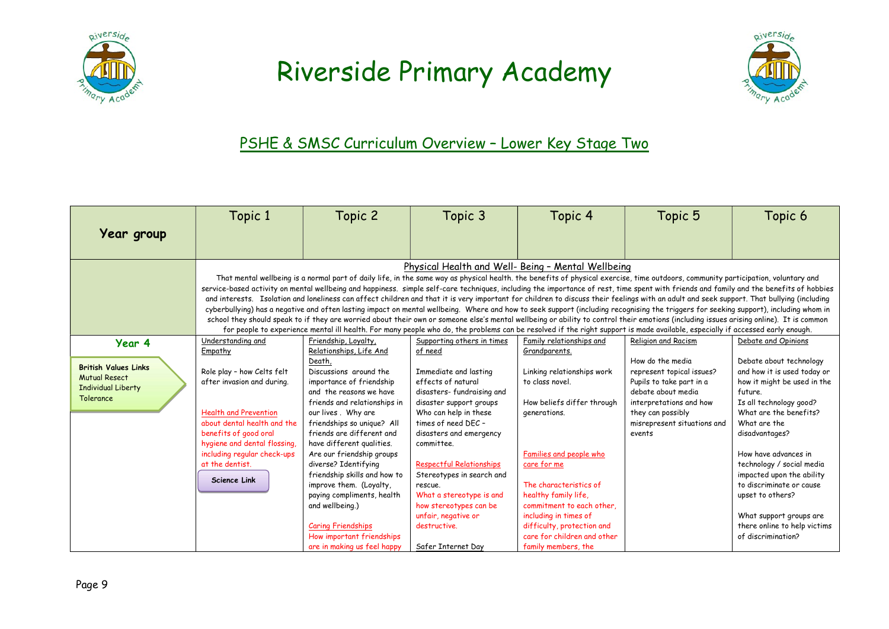# Riverside Primary Academy

## PSHE & SMSC Curriculum Overview – Lower Key Stage Two

| Year group | Topic 1 | Topic 2 | Topic 3 | Topic 4 | Topic 5 | Topic 6 |
|---|---|---|---|---|---|---|
| | Physical Health and Well- Being – Mental Wellbeing<br>That mental wellbeing is a normal part of daily life, in the same way as physical health. the benefits of physical exercise, time outdoors, community participation, voluntary and service-based activity on mental wellbeing and happiness. simple self-care techniques, including the importance of rest, time spent with friends and family and the benefits of hobbies and interests. Isolation and loneliness can affect children and that it is very important for children to discuss their feelings with an adult and seek support. That bullying (including cyberbullying) has a negative and often lasting impact on mental wellbeing. Where and how to seek support (including recognising the triggers for seeking support), including whom in school they should speak to if they are worried about their own or someone else's mental wellbeing or ability to control their emotions (including issues arising online). It is common for people to experience mental ill health. For many people who do, the problems can be resolved if the right support is made available, especially if accessed early enough. | | | | | |
| **Year 4**<br><br>**British Values Links**<br>Mutual Resect<br>Individual Liberty<br>Tolerance | Understanding and Empathy<br><br>Role play – how Celts felt after invasion and during.<br><br>Health and Prevention<br>about dental health and the benefits of good oral hygiene and dental flossing, including regular check-ups at the dentist.<br><br>**Science Link** | Friendship, Loyalty, Relationships, Life And Death,<br>Discussions around the importance of friendship and the reasons we have friends and relationships in our lives . Why are friendships so unique? All friends are different and have different qualities. Are our friendship groups diverse? Identifying friendship skills and how to improve them. (Loyalty, paying compliments, health and wellbeing.)<br><br>Caring Friendships<br>How important friendships are in making us feel happy | Supporting others in times of need<br><br>Immediate and lasting effects of natural disasters- fundraising and disaster support groups Who can help in these times of need DEC – disasters and emergency committee.<br><br>Respectful Relationships<br>Stereotypes in search and rescue.<br>What a stereotype is and how stereotypes can be unfair, negative or destructive.<br><br>Safer Internet Day | Family relationships and Grandparents.<br><br>Linking relationships work to class novel.<br><br>How beliefs differ through generations.<br><br>Families and people who care for me<br><br>The characteristics of healthy family life, commitment to each other, including in times of difficulty, protection and care for children and other family members, the | Religion and Racism<br><br>How do the media represent topical issues? Pupils to take part in a debate about media interpretations and how they can possibly misrepresent situations and events | Debate and Opinions<br><br>Debate about technology and how it is used today or how it might be used in the future.<br>Is all technology good? What are the benefits? What are the disadvantages?<br><br>How have advances in technology / social media impacted upon the ability to discriminate or cause upset to others?<br><br>What support groups are there online to help victims of discrimination? |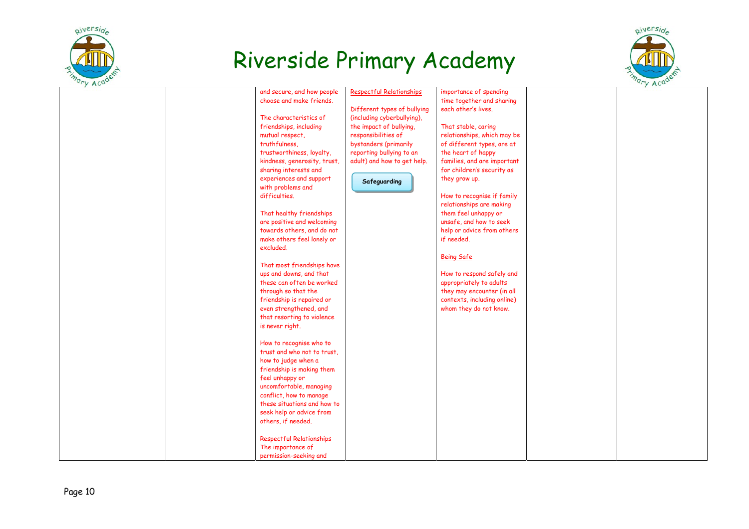# Riverside Primary Academy

| | | | | | | |
|---|---|---|---|---|---|---|
| | | and secure, and how people choose and make friends.<br><br>The characteristics of friendships, including mutual respect, truthfulness, trustworthiness, loyalty, kindness, generosity, trust, sharing interests and experiences and support with problems and difficulties.<br><br>That healthy friendships are positive and welcoming towards others, and do not make others feel lonely or excluded.<br><br>That most friendships have ups and downs, and that these can often be worked through so that the friendship is repaired or even strengthened, and that resorting to violence is never right.<br><br>How to recognise who to trust and who not to trust, how to judge when a friendship is making them feel unhappy or uncomfortable, managing conflict, how to manage these situations and how to seek help or advice from others, if needed.<br><br>Respectful Relationships<br>The importance of permission-seeking and | Respectful Relationships<br><br>Different types of bullying (including cyberbullying), the impact of bullying, responsibilities of bystanders (primarily reporting bullying to an adult) and how to get help.<br><br>**Safeguarding** | importance of spending time together and sharing each other's lives.<br><br>That stable, caring relationships, which may be of different types, are at the heart of happy families, and are important for children's security as they grow up.<br><br>How to recognise if family relationships are making them feel unhappy or unsafe, and how to seek help or advice from others if needed.<br><br>Being Safe<br><br>How to respond safely and appropriately to adults they may encounter (in all contexts, including online) whom they do not know. | | |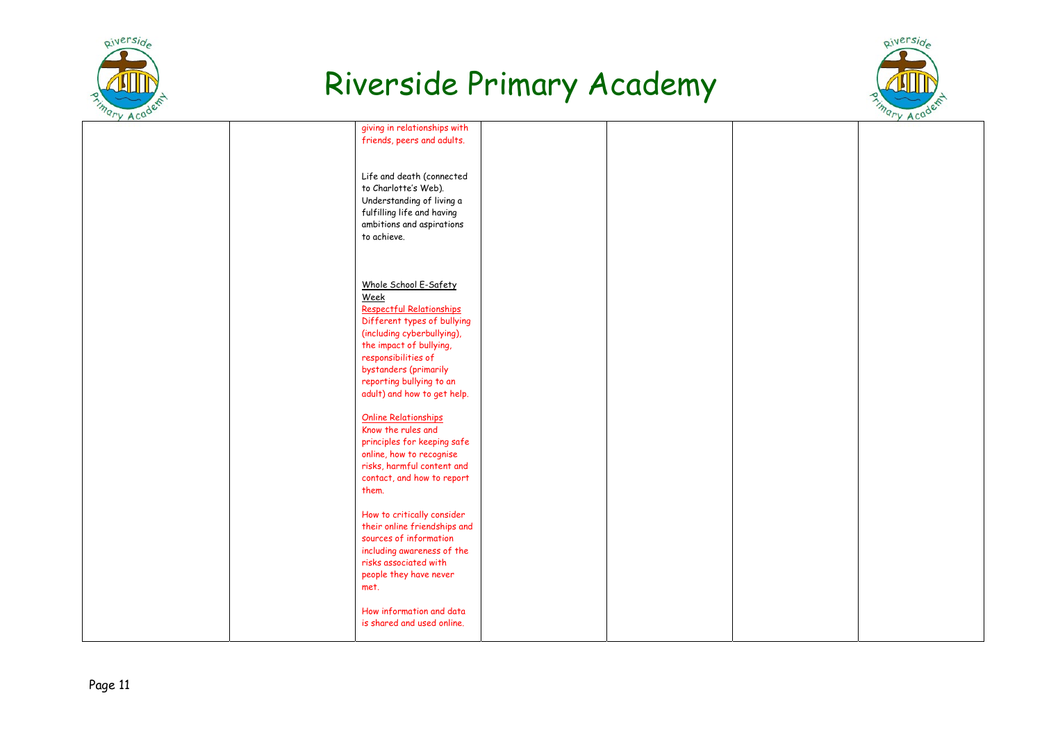| | | | | | | |
|---|---|---|---|---|---|---|
| | | giving in relationships with friends, peers and adults.<br><br>Life and death (connected to Charlotte's Web). Understanding of living a fulfilling life and having ambitions and aspirations to achieve.<br><br>Whole School E-Safety Week<br>Respectful Relationships<br>Different types of bullying (including cyberbullying), the impact of bullying, responsibilities of bystanders (primarily reporting bullying to an adult) and how to get help.<br><br>Online Relationships<br>Know the rules and principles for keeping safe online, how to recognise risks, harmful content and contact, and how to report them.<br><br>How to critically consider their online friendships and sources of information including awareness of the risks associated with people they have never met.<br><br>How information and data is shared and used online. | | | | |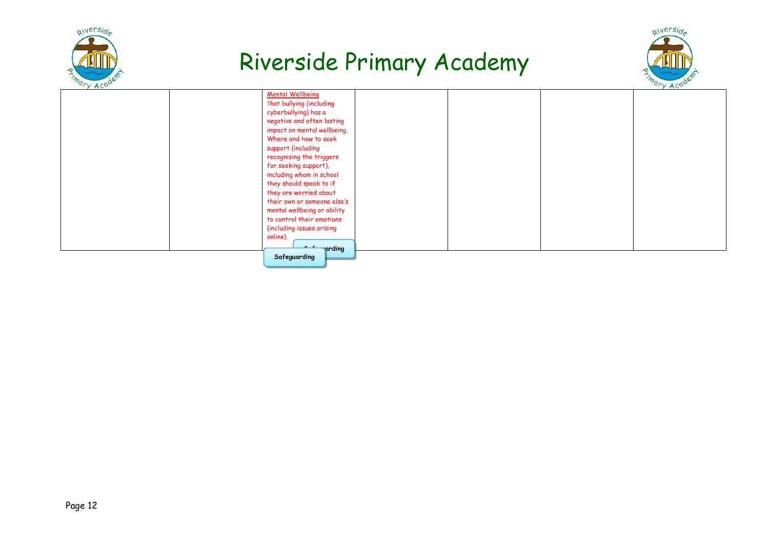# Riverside Primary Academy

| | | | | | | |
|---|---|---|---|---|---|---|
| | | Mental Wellbeing<br>That bullying (including cyberbullying) has a negative and often lasting impact on mental wellbeing.<br>Where and how to seek support (including recognising the triggers for seeking support), including whom in school they should speak to if they are worried about their own or someone else's mental wellbeing or ability to control their emotions (including issues arising online).<br>**Safeguarding**<br>**Safeguarding** | | | | |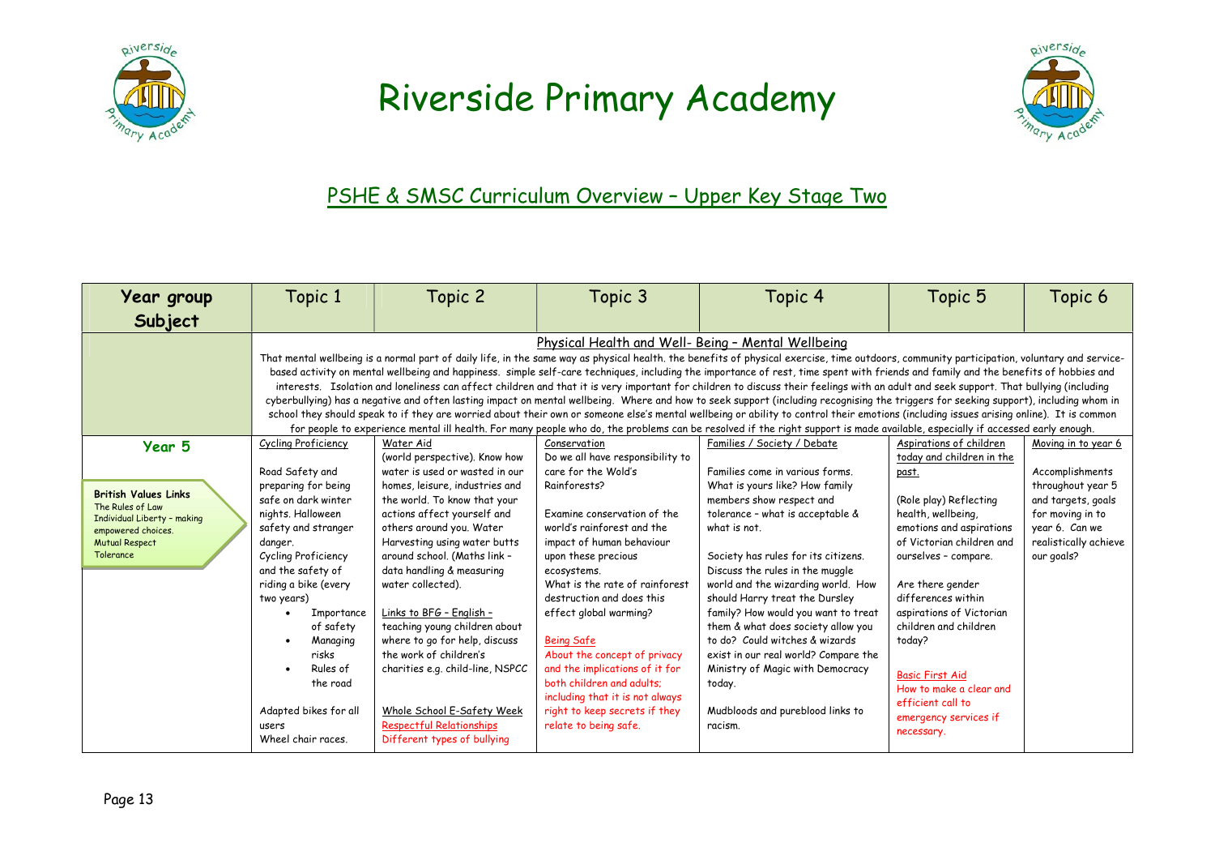# Riverside Primary Academy

## PSHE & SMSC Curriculum Overview – Upper Key Stage Two

| Year group Subject | Topic 1 | Topic 2 | Topic 3 | Topic 4 | Topic 5 | Topic 6 |
|---|---|---|---|---|---|---|
| | Physical Health and Well- Being – Mental Wellbeing<br>That mental wellbeing is a normal part of daily life, in the same way as physical health. the benefits of physical exercise, time outdoors, community participation, voluntary and service-based activity on mental wellbeing and happiness. simple self-care techniques, including the importance of rest, time spent with friends and family and the benefits of hobbies and interests. Isolation and loneliness can affect children and that it is very important for children to discuss their feelings with an adult and seek support. That bullying (including cyberbullying) has a negative and often lasting impact on mental wellbeing. Where and how to seek support (including recognising the triggers for seeking support), including whom in school they should speak to if they are worried about their own or someone else's mental wellbeing or ability to control their emotions (including issues arising online). It is common for people to experience mental ill health. For many people who do, the problems can be resolved if the right support is made available, especially if accessed early enough. | | | | | |
| **Year 5**<br><br>**British Values Links**<br>The Rules of Law<br>Individual Liberty – making empowered choices.<br>Mutual Respect<br>Tolerance | Cycling Proficiency<br><br>Road Safety and preparing for being safe on dark winter nights. Halloween safety and stranger danger.<br>Cycling Proficiency and the safety of riding a bike (every two years)<br>• Importance of safety<br>• Managing risks<br>• Rules of the road<br><br>Adapted bikes for all users<br>Wheel chair races. | Water Aid<br>(world perspective). Know how water is used or wasted in our homes, leisure, industries and the world. To know that your actions affect yourself and others around you. Water Harvesting using water butts around school. (Maths link – data handling & measuring water collected).<br><br>Links to BFG – English – teaching young children about where to go for help, discuss the work of children's charities e.g. child-line, NSPCC<br><br>Whole School E-Safety Week<br>Respectful Relationships<br>Different types of bullying | Conservation<br>Do we all have responsibility to care for the Wold's Rainforests?<br><br>Examine conservation of the world's rainforest and the impact of human behaviour upon these precious ecosystems.<br>What is the rate of rainforest destruction and does this effect global warming?<br><br>Being Safe<br>About the concept of privacy and the implications of it for both children and adults; including that it is not always right to keep secrets if they relate to being safe. | Families / Society / Debate<br><br>Families come in various forms. What is yours like? How family members show respect and tolerance – what is acceptable & what is not.<br><br>Society has rules for its citizens. Discuss the rules in the muggle world and the wizarding world. How should Harry treat the Dursley family? How would you want to treat them & what does society allow you to do? Could witches & wizards exist in our real world? Compare the Ministry of Magic with Democracy today.<br><br>Mudbloods and pureblood links to racism. | Aspirations of children today and children in the past.<br><br>(Role play) Reflecting health, wellbeing, emotions and aspirations of Victorian children and ourselves – compare.<br><br>Are there gender differences within aspirations of Victorian children and children today?<br><br>Basic First Aid<br>How to make a clear and efficient call to emergency services if necessary. | Moving in to year 6<br><br>Accomplishments throughout year 5 and targets, goals for moving in to year 6. Can we realistically achieve our goals? |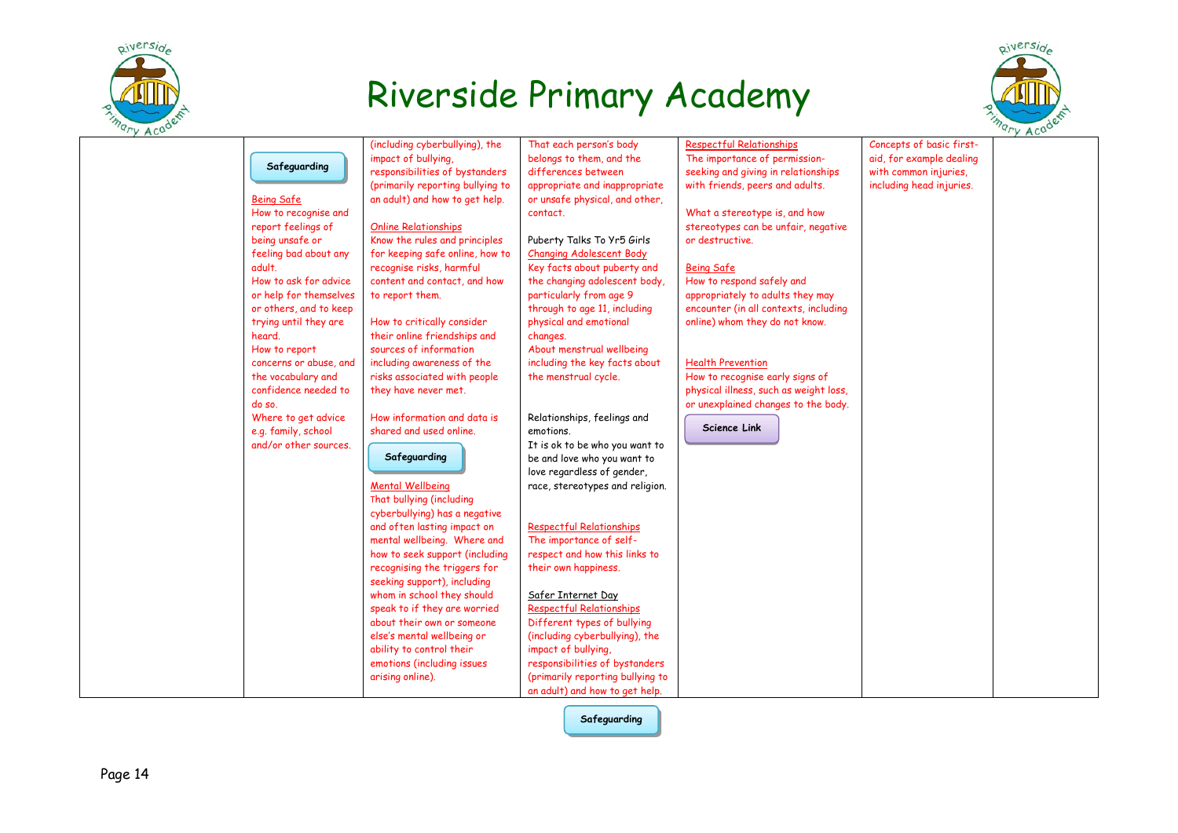# Riverside Primary Academy

| | | | | | | |
|---|---|---|---|---|---|---|
| | **Safeguarding**<br><br>Being Safe<br>How to recognise and report feelings of being unsafe or feeling bad about any adult.<br>How to ask for advice or help for themselves or others, and to keep trying until they are heard.<br>How to report concerns or abuse, and the vocabulary and confidence needed to do so.<br>Where to get advice e.g. family, school and/or other sources. | (including cyberbullying), the impact of bullying, responsibilities of bystanders (primarily reporting bullying to an adult) and how to get help.<br><br>Online Relationships<br>Know the rules and principles for keeping safe online, how to recognise risks, harmful content and contact, and how to report them.<br><br>How to critically consider their online friendships and sources of information including awareness of the risks associated with people they have never met.<br><br>How information and data is shared and used online.<br><br>**Safeguarding**<br><br>Mental Wellbeing<br>That bullying (including cyberbullying) has a negative and often lasting impact on mental wellbeing. Where and how to seek support (including recognising the triggers for seeking support), including whom in school they should speak to if they are worried about their own or someone else's mental wellbeing or ability to control their emotions (including issues arising online). | That each person's body belongs to them, and the differences between appropriate and inappropriate or unsafe physical, and other, contact.<br><br>Puberty Talks To Yr5 Girls<br>Changing Adolescent Body<br>Key facts about puberty and the changing adolescent body, particularly from age 9 through to age 11, including physical and emotional changes.<br>About menstrual wellbeing including the key facts about the menstrual cycle.<br><br>Relationships, feelings and emotions.<br>It is ok to be who you want to be and love who you want to love regardless of gender, race, stereotypes and religion.<br><br>Respectful Relationships<br>The importance of self-respect and how this links to their own happiness.<br><br>Safer Internet Day<br>Respectful Relationships<br>Different types of bullying (including cyberbullying), the impact of bullying, responsibilities of bystanders (primarily reporting bullying to an adult) and how to get help.<br><br>**Safeguarding** | Respectful Relationships<br>The importance of permission-seeking and giving in relationships with friends, peers and adults.<br><br>What a stereotype is, and how stereotypes can be unfair, negative or destructive.<br><br>Being Safe<br>How to respond safely and appropriately to adults they may encounter (in all contexts, including online) whom they do not know.<br><br>Health Prevention<br>How to recognise early signs of physical illness, such as weight loss, or unexplained changes to the body.<br><br>**Science Link** | Concepts of basic first-aid, for example dealing with common injuries, including head injuries. | |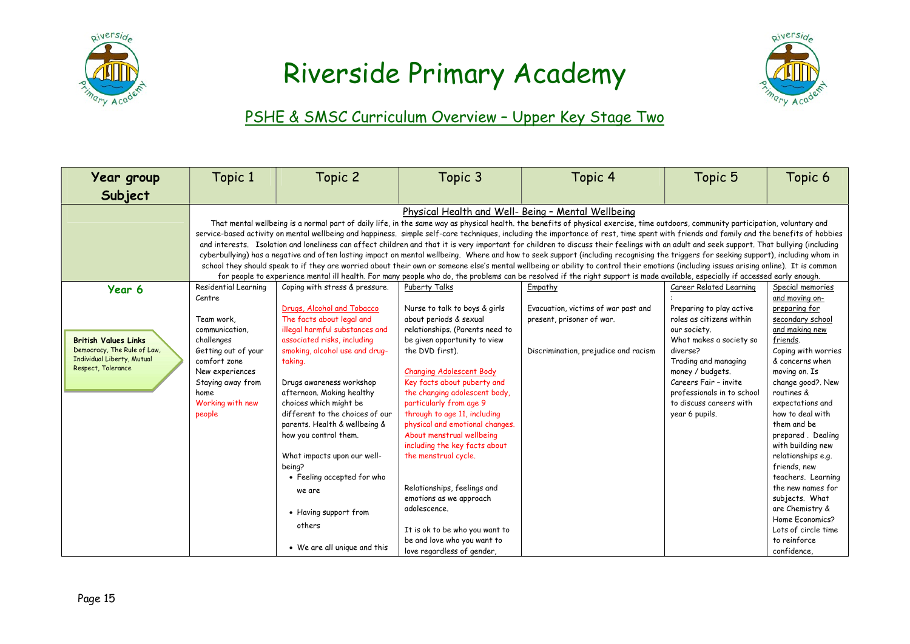# Riverside Primary Academy

## PSHE & SMSC Curriculum Overview – Upper Key Stage Two

| Year group Subject | Topic 1 | Topic 2 | Topic 3 | Topic 4 | Topic 5 | Topic 6 |
|---|---|---|---|---|---|---|
| | Physical Health and Well- Being – Mental Wellbeing<br>That mental wellbeing is a normal part of daily life, in the same way as physical health. the benefits of physical exercise, time outdoors, community participation, voluntary and service-based activity on mental wellbeing and happiness. simple self-care techniques, including the importance of rest, time spent with friends and family and the benefits of hobbies and interests. Isolation and loneliness can affect children and that it is very important for children to discuss their feelings with an adult and seek support. That bullying (including cyberbullying) has a negative and often lasting impact on mental wellbeing. Where and how to seek support (including recognising the triggers for seeking support), including whom in school they should speak to if they are worried about their own or someone else's mental wellbeing or ability to control their emotions (including issues arising online). It is common for people to experience mental ill health. For many people who do, the problems can be resolved if the right support is made available, especially if accessed early enough. | | | | | |
| **Year 6**<br><br>**British Values Links**<br>Democracy, The Rule of Law, Individual Liberty, Mutual Respect, Tolerance | Residential Learning Centre<br><br>Team work, communication, challenges<br>Getting out of your comfort zone<br>New experiences<br>Staying away from home<br>Working with new people | Coping with stress & pressure.<br><br>Drugs, Alcohol and Tobacco<br>The facts about legal and illegal harmful substances and associated risks, including smoking, alcohol use and drug-taking.<br><br>Drugs awareness workshop afternoon. Making healthy choices which might be different to the choices of our parents. Health & wellbeing & how you control them.<br><br>What impacts upon our well-being?<br>• Feeling accepted for who we are<br>• Having support from others<br>• We are all unique and this | Puberty Talks<br><br>Nurse to talk to boys & girls about periods & sexual relationships. (Parents need to be given opportunity to view the DVD first).<br><br>Changing Adolescent Body<br>Key facts about puberty and the changing adolescent body, particularly from age 9 through to age 11, including physical and emotional changes. About menstrual wellbeing including the key facts about the menstrual cycle.<br><br>Relationships, feelings and emotions as we approach adolescence.<br><br>It is ok to be who you want to be and love who you want to love regardless of gender, | Empathy<br><br>Evacuation, victims of war past and present, prisoner of war.<br><br>Discrimination, prejudice and racism | Career Related Learning :<br>Preparing to play active roles as citizens within our society.<br>What makes a society so diverse?<br>Trading and managing money / budgets.<br>Careers Fair – invite professionals in to school to discuss careers with year 6 pupils. | Special memories and moving on- preparing for secondary school and making new friends.<br>Coping with worries & concerns when moving on. Is change good?. New routines & expectations and how to deal with them and be prepared . Dealing with building new relationships e.g. friends, new teachers. Learning the new names for subjects. What are Chemistry & Home Economics? Lots of circle time to reinforce confidence, |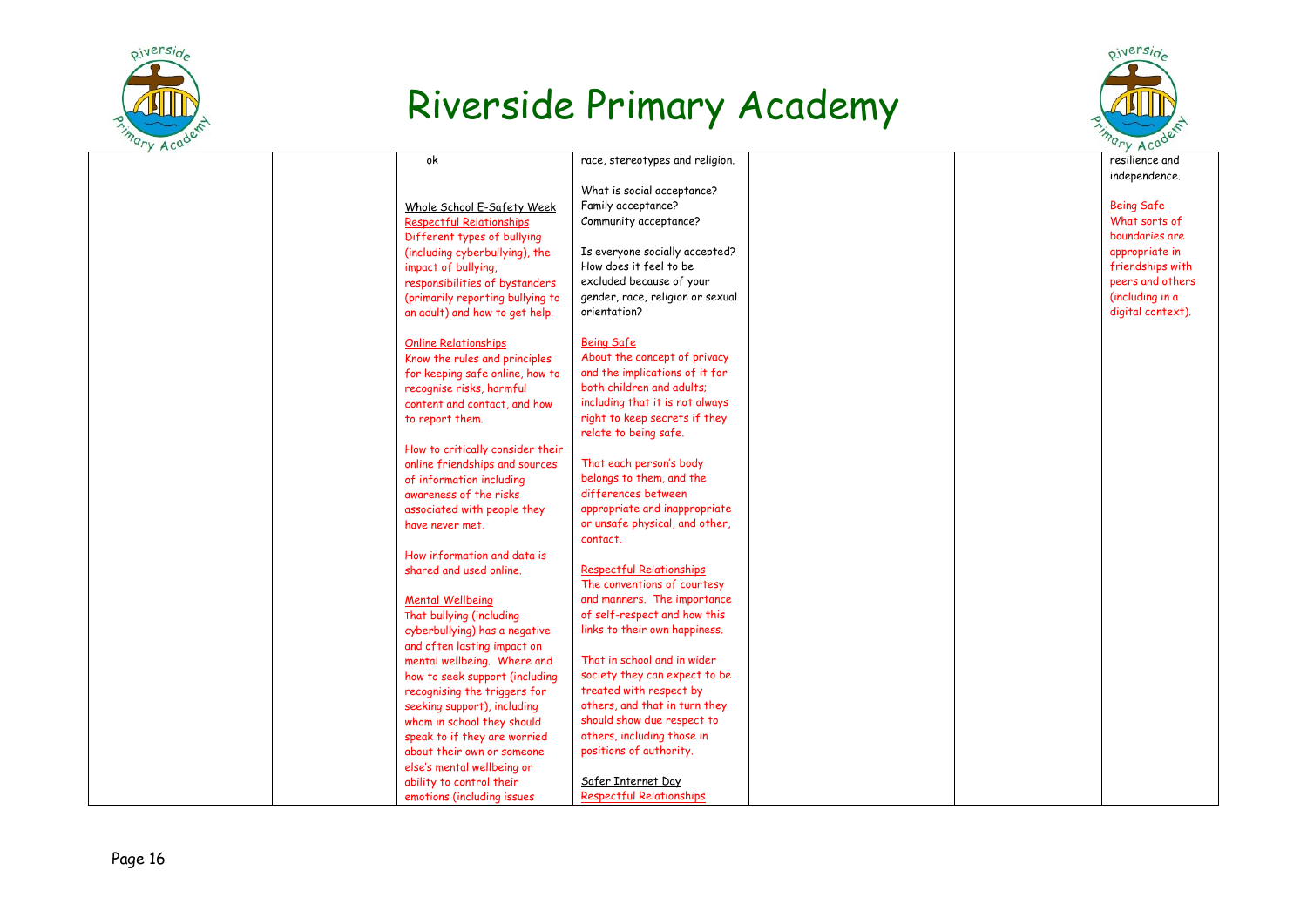# Riverside Primary Academy

| | | | | | | |
|---|---|---|---|---|---|---|
| | | ok<br><br>Whole School E-Safety Week<br>Respectful Relationships<br>Different types of bullying (including cyberbullying), the impact of bullying, responsibilities of bystanders (primarily reporting bullying to an adult) and how to get help.<br><br>Online Relationships<br>Know the rules and principles for keeping safe online, how to recognise risks, harmful content and contact, and how to report them.<br><br>How to critically consider their online friendships and sources of information including awareness of the risks associated with people they have never met.<br><br>How information and data is shared and used online.<br><br>Mental Wellbeing<br>That bullying (including cyberbullying) has a negative and often lasting impact on mental wellbeing. Where and how to seek support (including recognising the triggers for seeking support), including whom in school they should speak to if they are worried about their own or someone else's mental wellbeing or ability to control their emotions (including issues | race, stereotypes and religion.<br><br>What is social acceptance? Family acceptance? Community acceptance?<br><br>Is everyone socially accepted? How does it feel to be excluded because of your gender, race, religion or sexual orientation?<br><br>Being Safe<br>About the concept of privacy and the implications of it for both children and adults; including that it is not always right to keep secrets if they relate to being safe.<br><br>That each person's body belongs to them, and the differences between appropriate and inappropriate or unsafe physical, and other, contact.<br><br>Respectful Relationships<br>The conventions of courtesy and manners. The importance of self-respect and how this links to their own happiness.<br><br>That in school and in wider society they can expect to be treated with respect by others, and that in turn they should show due respect to others, including those in positions of authority.<br><br>Safer Internet Day<br>Respectful Relationships | | | resilience and independence.<br><br>Being Safe<br>What sorts of boundaries are appropriate in friendships with peers and others (including in a digital context). |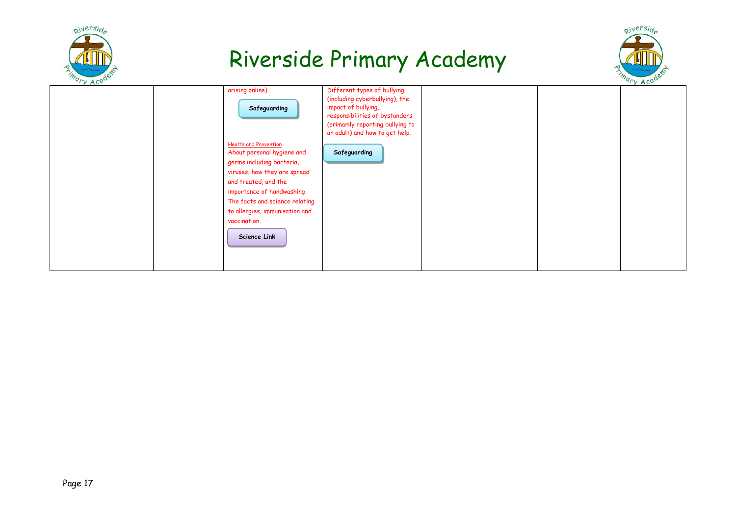| | | | | | | |
|---|---|---|---|---|---|---|
| | | arising online).<br><br>**Safeguarding**<br><br>Health and Prevention<br>About personal hygiene and germs including bacteria, viruses, how they are spread and treated, and the importance of handwashing. The facts and science relating to allergies, immunisation and vaccination.<br><br>**Science Link** | Different types of bullying (including cyberbullying), the impact of bullying, responsibilities of bystanders (primarily reporting bullying to an adult) and how to get help.<br><br>**Safeguarding** | | | |